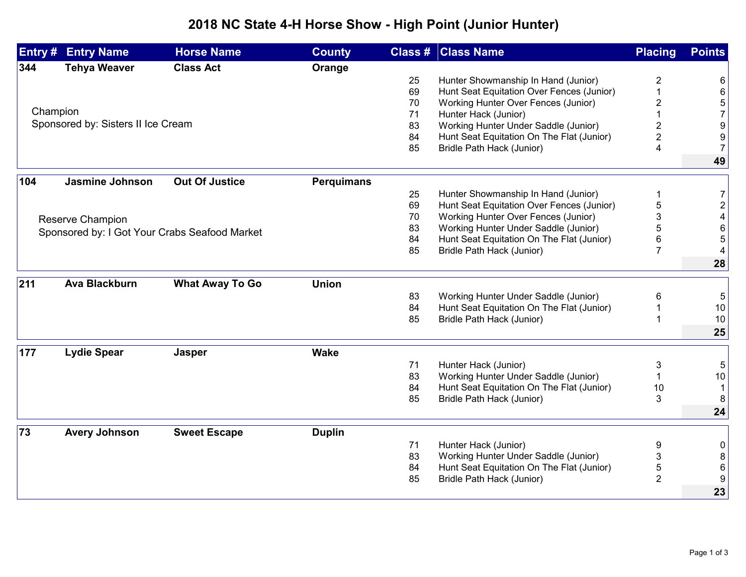# 2018 NC State 4-H Horse Show - High Point (Junior Hunter)

| Entry # | Entry Name | Horse Name | County | Class # | Class Name | Placing | Points |
|---|---|---|---|---|---|---|---|
| **344** | **Tehya Weaver** | **Class Act** | **Orange** | | | | |
| | Champion | | | 25 | Hunter Showmanship In Hand (Junior) | 2 | 6 |
| | Sponsored by: Sisters II Ice Cream | | | 69 | Hunt Seat Equitation Over Fences (Junior) | 1 | 6 |
| | | | | 70 | Working Hunter Over Fences (Junior) | 2 | 5 |
| | | | | 71 | Hunter Hack (Junior) | 1 | 7 |
| | | | | 83 | Working Hunter Under Saddle (Junior) | 2 | 9 |
| | | | | 84 | Hunt Seat Equitation On The Flat (Junior) | 2 | 9 |
| | | | | 85 | Bridle Path Hack (Junior) | 4 | 7 |
| | | | | | | | **49** |
| **104** | **Jasmine Johnson** | **Out Of Justice** | **Perquimans** | | | | |
| | Reserve Champion | | | 25 | Hunter Showmanship In Hand (Junior) | 1 | 7 |
| | Sponsored by: I Got Your Crabs Seafood Market | | | 69 | Hunt Seat Equitation Over Fences (Junior) | 5 | 2 |
| | | | | 70 | Working Hunter Over Fences (Junior) | 3 | 4 |
| | | | | 83 | Working Hunter Under Saddle (Junior) | 5 | 6 |
| | | | | 84 | Hunt Seat Equitation On The Flat (Junior) | 6 | 5 |
| | | | | 85 | Bridle Path Hack (Junior) | 7 | 4 |
| | | | | | | | **28** |
| **211** | **Ava Blackburn** | **What Away To Go** | **Union** | | | | |
| | | | | 83 | Working Hunter Under Saddle (Junior) | 6 | 5 |
| | | | | 84 | Hunt Seat Equitation On The Flat (Junior) | 1 | 10 |
| | | | | 85 | Bridle Path Hack (Junior) | 1 | 10 |
| | | | | | | | **25** |
| **177** | **Lydie Spear** | **Jasper** | **Wake** | | | | |
| | | | | 71 | Hunter Hack (Junior) | 3 | 5 |
| | | | | 83 | Working Hunter Under Saddle (Junior) | 1 | 10 |
| | | | | 84 | Hunt Seat Equitation On The Flat (Junior) | 10 | 1 |
| | | | | 85 | Bridle Path Hack (Junior) | 3 | 8 |
| | | | | | | | **24** |
| **73** | **Avery Johnson** | **Sweet Escape** | **Duplin** | | | | |
| | | | | 71 | Hunter Hack (Junior) | 9 | 0 |
| | | | | 83 | Working Hunter Under Saddle (Junior) | 3 | 8 |
| | | | | 84 | Hunt Seat Equitation On The Flat (Junior) | 5 | 6 |
| | | | | 85 | Bridle Path Hack (Junior) | 2 | 9 |
| | | | | | | | **23** |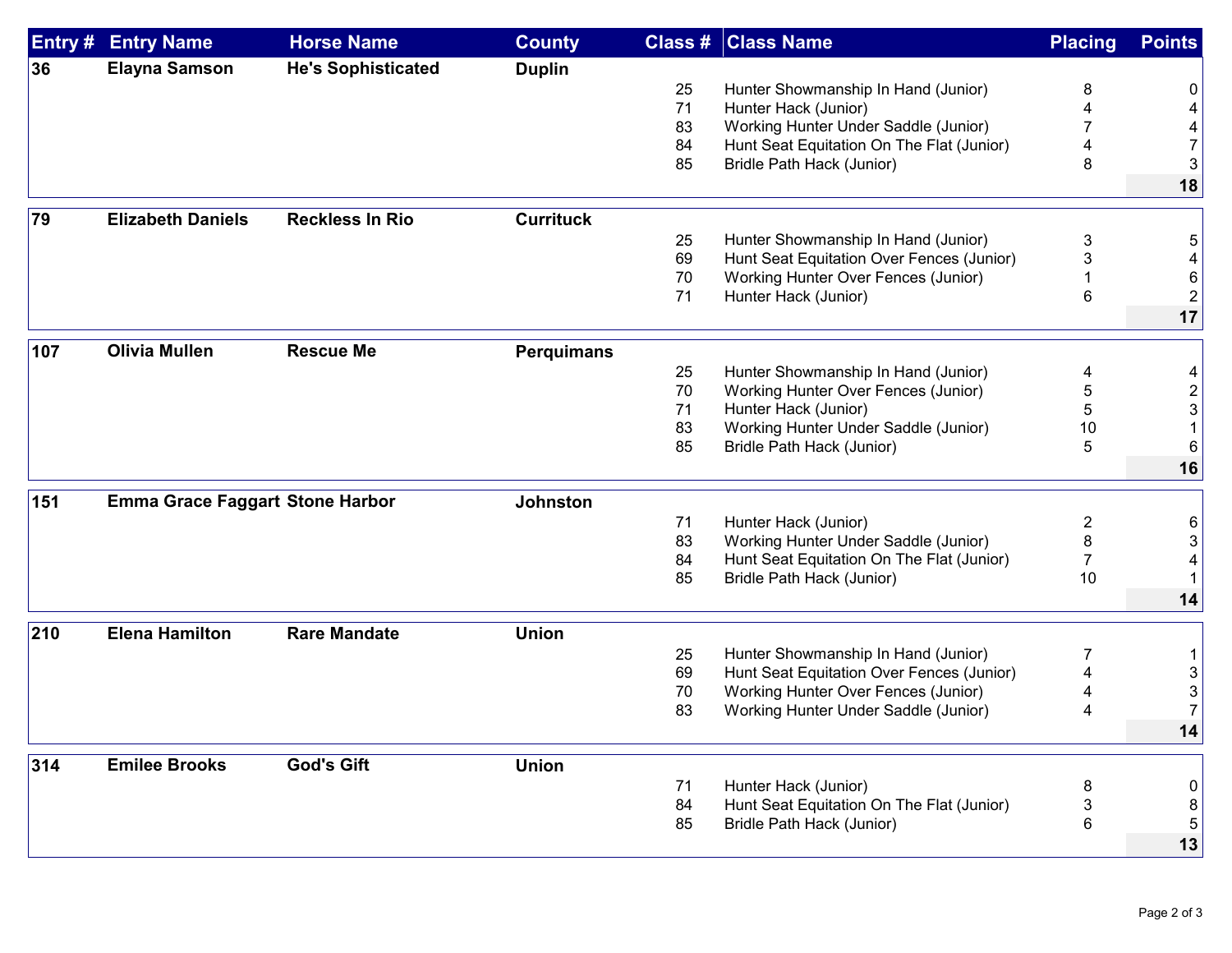| Entry # | Entry Name | Horse Name | County | Class # | Class Name | Placing | Points |
|---|---|---|---|---|---|---|---|
| **36** | **Elayna Samson** | **He's Sophisticated** | **Duplin** | | | | |
| | | | | 25 | Hunter Showmanship In Hand (Junior) | 8 | 0 |
| | | | | 71 | Hunter Hack (Junior) | 4 | 4 |
| | | | | 83 | Working Hunter Under Saddle (Junior) | 7 | 4 |
| | | | | 84 | Hunt Seat Equitation On The Flat (Junior) | 4 | 7 |
| | | | | 85 | Bridle Path Hack (Junior) | 8 | 3 |
| | | | | | | | **18** |
| **79** | **Elizabeth Daniels** | **Reckless In Rio** | **Currituck** | | | | |
| | | | | 25 | Hunter Showmanship In Hand (Junior) | 3 | 5 |
| | | | | 69 | Hunt Seat Equitation Over Fences (Junior) | 3 | 4 |
| | | | | 70 | Working Hunter Over Fences (Junior) | 1 | 6 |
| | | | | 71 | Hunter Hack (Junior) | 6 | 2 |
| | | | | | | | **17** |
| **107** | **Olivia Mullen** | **Rescue Me** | **Perquimans** | | | | |
| | | | | 25 | Hunter Showmanship In Hand (Junior) | 4 | 4 |
| | | | | 70 | Working Hunter Over Fences (Junior) | 5 | 2 |
| | | | | 71 | Hunter Hack (Junior) | 5 | 3 |
| | | | | 83 | Working Hunter Under Saddle (Junior) | 10 | 1 |
| | | | | 85 | Bridle Path Hack (Junior) | 5 | 6 |
| | | | | | | | **16** |
| **151** | **Emma Grace Faggart** | **Stone Harbor** | **Johnston** | | | | |
| | | | | 71 | Hunter Hack (Junior) | 2 | 6 |
| | | | | 83 | Working Hunter Under Saddle (Junior) | 8 | 3 |
| | | | | 84 | Hunt Seat Equitation On The Flat (Junior) | 7 | 4 |
| | | | | 85 | Bridle Path Hack (Junior) | 10 | 1 |
| | | | | | | | **14** |
| **210** | **Elena Hamilton** | **Rare Mandate** | **Union** | | | | |
| | | | | 25 | Hunter Showmanship In Hand (Junior) | 7 | 1 |
| | | | | 69 | Hunt Seat Equitation Over Fences (Junior) | 4 | 3 |
| | | | | 70 | Working Hunter Over Fences (Junior) | 4 | 3 |
| | | | | 83 | Working Hunter Under Saddle (Junior) | 4 | 7 |
| | | | | | | | **14** |
| **314** | **Emilee Brooks** | **God's Gift** | **Union** | | | | |
| | | | | 71 | Hunter Hack (Junior) | 8 | 0 |
| | | | | 84 | Hunt Seat Equitation On The Flat (Junior) | 3 | 8 |
| | | | | 85 | Bridle Path Hack (Junior) | 6 | 5 |
| | | | | | | | **13** |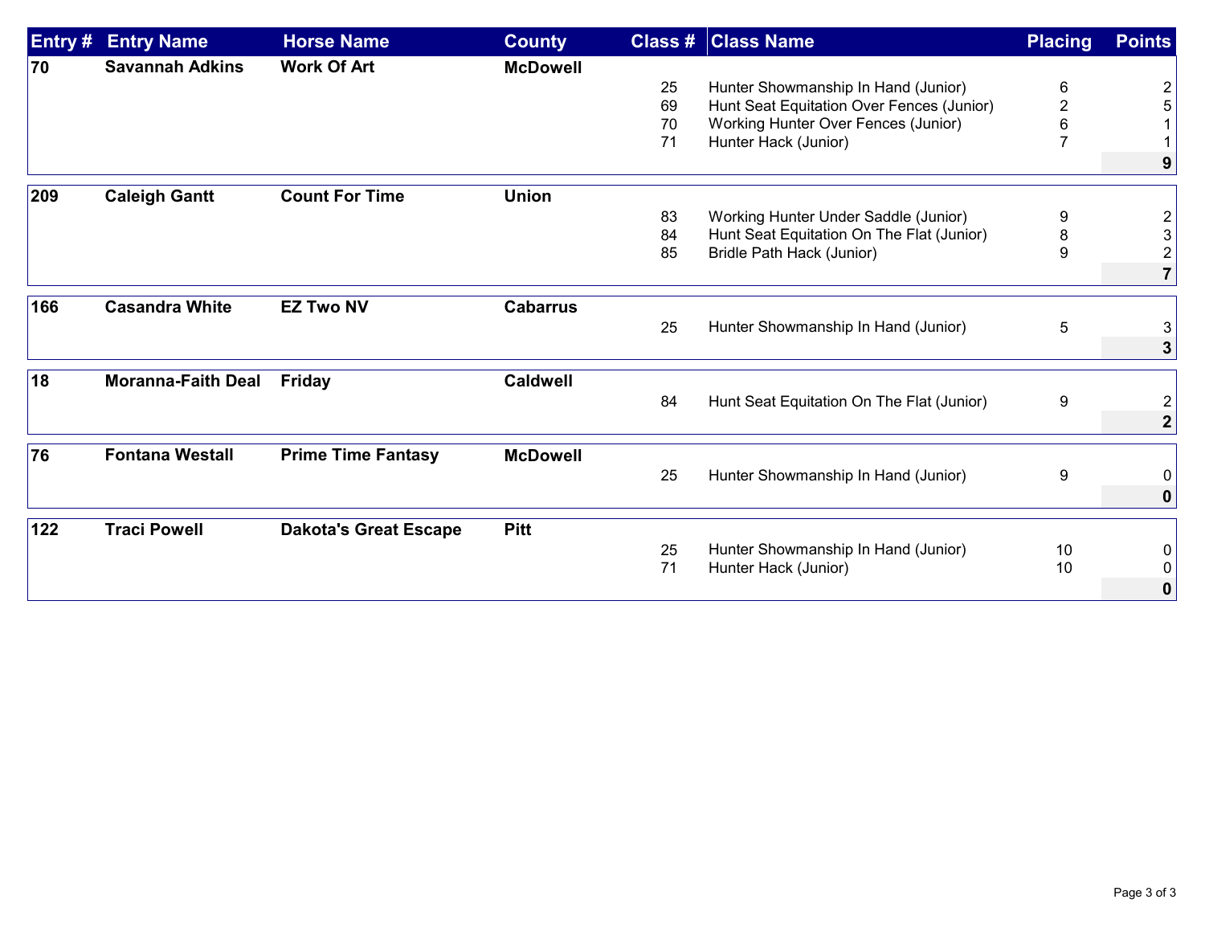| Entry # | Entry Name | Horse Name | County | Class # | Class Name | Placing | Points |
|---|---|---|---|---|---|---|---|
| **70** | **Savannah Adkins** | **Work Of Art** | **McDowell** | | | | |
| | | | | 25 | Hunter Showmanship In Hand (Junior) | 6 | 2 |
| | | | | 69 | Hunt Seat Equitation Over Fences (Junior) | 2 | 5 |
| | | | | 70 | Working Hunter Over Fences (Junior) | 6 | 1 |
| | | | | 71 | Hunter Hack (Junior) | 7 | 1 |
| | | | | | | | **9** |
| **209** | **Caleigh Gantt** | **Count For Time** | **Union** | | | | |
| | | | | 83 | Working Hunter Under Saddle (Junior) | 9 | 2 |
| | | | | 84 | Hunt Seat Equitation On The Flat (Junior) | 8 | 3 |
| | | | | 85 | Bridle Path Hack (Junior) | 9 | 2 |
| | | | | | | | **7** |
| **166** | **Casandra White** | **EZ Two NV** | **Cabarrus** | | | | |
| | | | | 25 | Hunter Showmanship In Hand (Junior) | 5 | 3 |
| | | | | | | | **3** |
| **18** | **Moranna-Faith Deal** | **Friday** | **Caldwell** | | | | |
| | | | | 84 | Hunt Seat Equitation On The Flat (Junior) | 9 | 2 |
| | | | | | | | **2** |
| **76** | **Fontana Westall** | **Prime Time Fantasy** | **McDowell** | | | | |
| | | | | 25 | Hunter Showmanship In Hand (Junior) | 9 | 0 |
| | | | | | | | **0** |
| **122** | **Traci Powell** | **Dakota's Great Escape** | **Pitt** | | | | |
| | | | | 25 | Hunter Showmanship In Hand (Junior) | 10 | 0 |
| | | | | 71 | Hunter Hack (Junior) | 10 | 0 |
| | | | | | | | **0** |